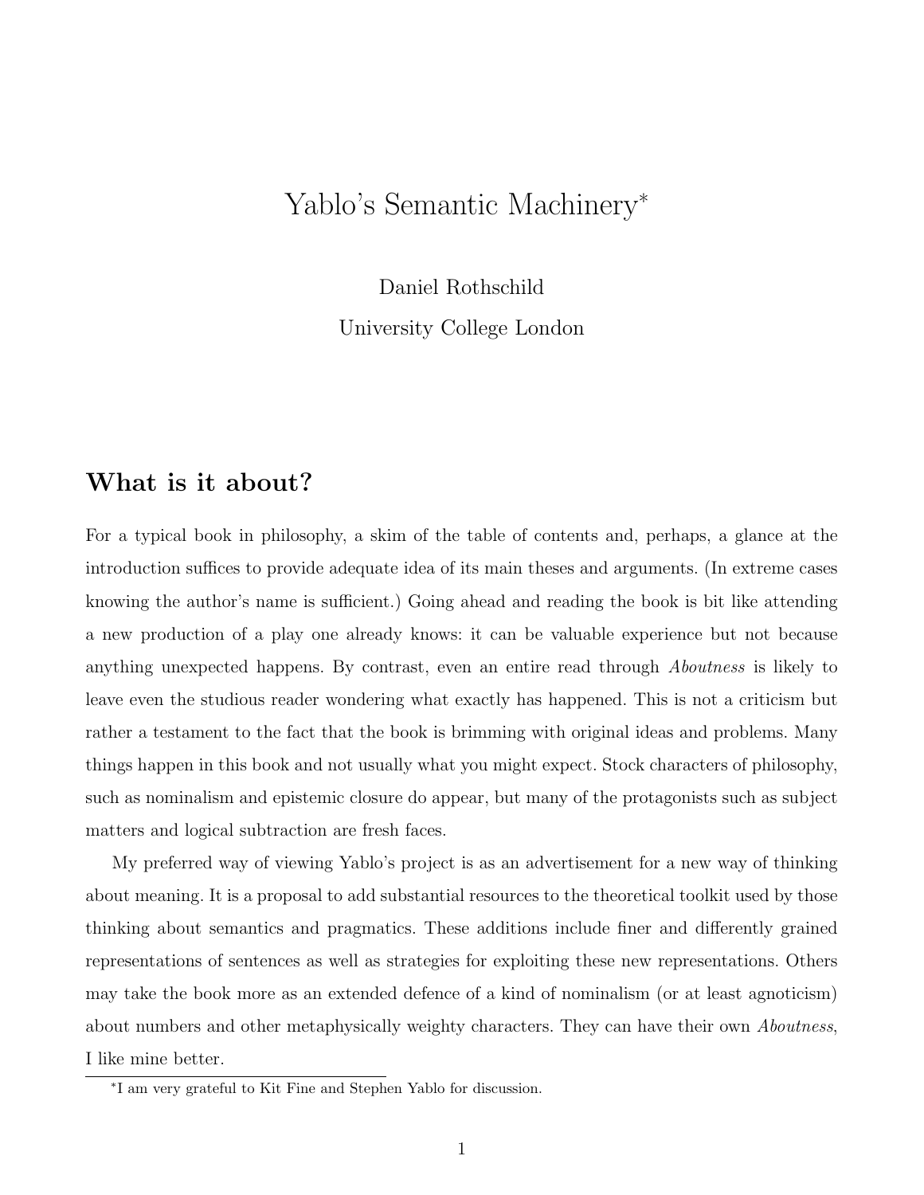# Yablo's Semantic Machinery*

Daniel Rothschild

University College London

## What is it about?

For a typical book in philosophy, a skim of the table of contents and, perhaps, a glance at the introduction suffices to provide adequate idea of its main theses and arguments. (In extreme cases knowing the author's name is sufficient.) Going ahead and reading the book is bit like attending a new production of a play one already knows: it can be valuable experience but not because anything unexpected happens. By contrast, even an entire read through *Aboutness* is likely to leave even the studious reader wondering what exactly has happened. This is not a criticism but rather a testament to the fact that the book is brimming with original ideas and problems. Many things happen in this book and not usually what you might expect. Stock characters of philosophy, such as nominalism and epistemic closure do appear, but many of the protagonists such as subject matters and logical subtraction are fresh faces.

My preferred way of viewing Yablo's project is as an advertisement for a new way of thinking about meaning. It is a proposal to add substantial resources to the theoretical toolkit used by those thinking about semantics and pragmatics. These additions include finer and differently grained representations of sentences as well as strategies for exploiting these new representations. Others may take the book more as an extended defence of a kind of nominalism (or at least agnoticism) about numbers and other metaphysically weighty characters. They can have their own *Aboutness*, I like mine better.

*I am very grateful to Kit Fine and Stephen Yablo for discussion.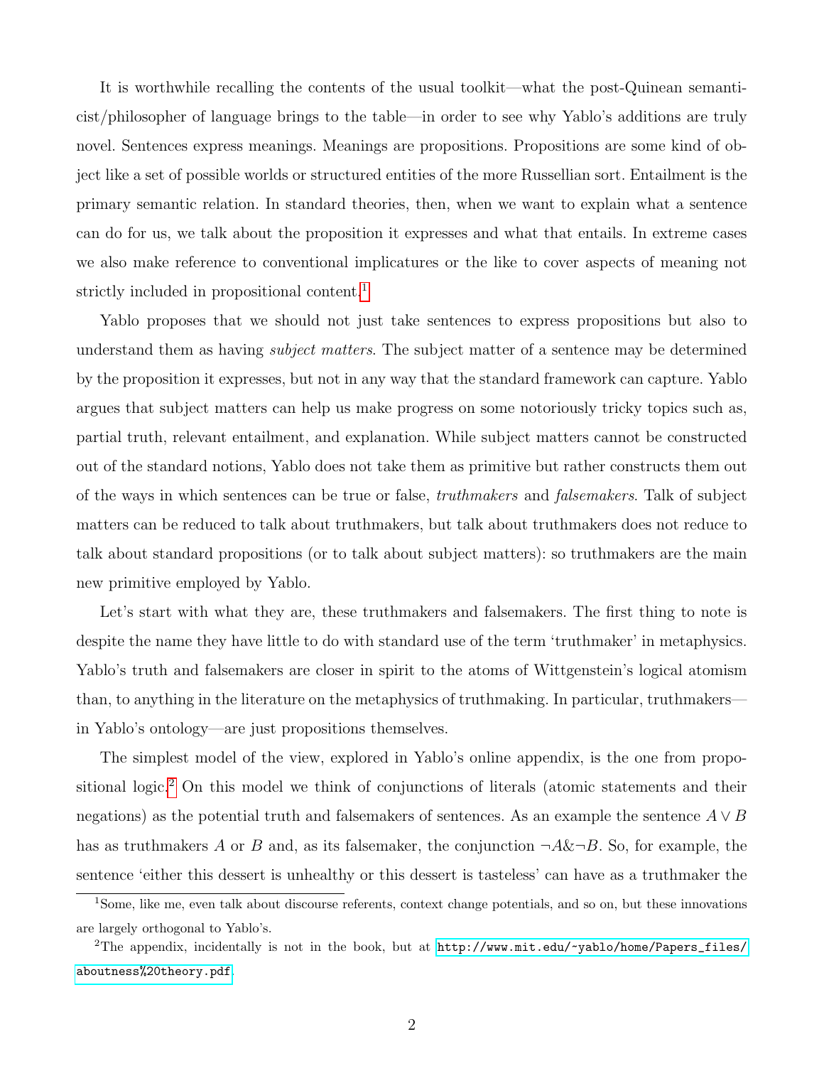It is worthwhile recalling the contents of the usual toolkit—what the post-Quinean semanticist/philosopher of language brings to the table—in order to see why Yablo's additions are truly novel. Sentences express meanings. Meanings are propositions. Propositions are some kind of object like a set of possible worlds or structured entities of the more Russellian sort. Entailment is the primary semantic relation. In standard theories, then, when we want to explain what a sentence can do for us, we talk about the proposition it expresses and what that entails. In extreme cases we also make reference to conventional implicatures or the like to cover aspects of meaning not strictly included in propositional content.[1]

Yablo proposes that we should not just take sentences to express propositions but also to understand them as having *subject matters*. The subject matter of a sentence may be determined by the proposition it expresses, but not in any way that the standard framework can capture. Yablo argues that subject matters can help us make progress on some notoriously tricky topics such as, partial truth, relevant entailment, and explanation. While subject matters cannot be constructed out of the standard notions, Yablo does not take them as primitive but rather constructs them out of the ways in which sentences can be true or false, *truthmakers* and *falsemakers*. Talk of subject matters can be reduced to talk about truthmakers, but talk about truthmakers does not reduce to talk about standard propositions (or to talk about subject matters): so truthmakers are the main new primitive employed by Yablo.

Let's start with what they are, these truthmakers and falsemakers. The first thing to note is despite the name they have little to do with standard use of the term 'truthmaker' in metaphysics. Yablo's truth and falsemakers are closer in spirit to the atoms of Wittgenstein's logical atomism than, to anything in the literature on the metaphysics of truthmaking. In particular, truthmakers—in Yablo's ontology—are just propositions themselves.

The simplest model of the view, explored in Yablo's online appendix, is the one from propositional logic.[2] On this model we think of conjunctions of literals (atomic statements and their negations) as the potential truth and falsemakers of sentences. As an example the sentence $A \vee B$ has as truthmakers $A$ or $B$ and, as its falsemaker, the conjunction $\neg A \& \neg B$. So, for example, the sentence 'either this dessert is unhealthy or this dessert is tasteless' can have as a truthmaker the

[1] Some, like me, even talk about discourse referents, context change potentials, and so on, but these innovations are largely orthogonal to Yablo's.

[2] The appendix, incidentally is not in the book, but at http://www.mit.edu/~yablo/home/Papers_files/aboutness%20theory.pdf.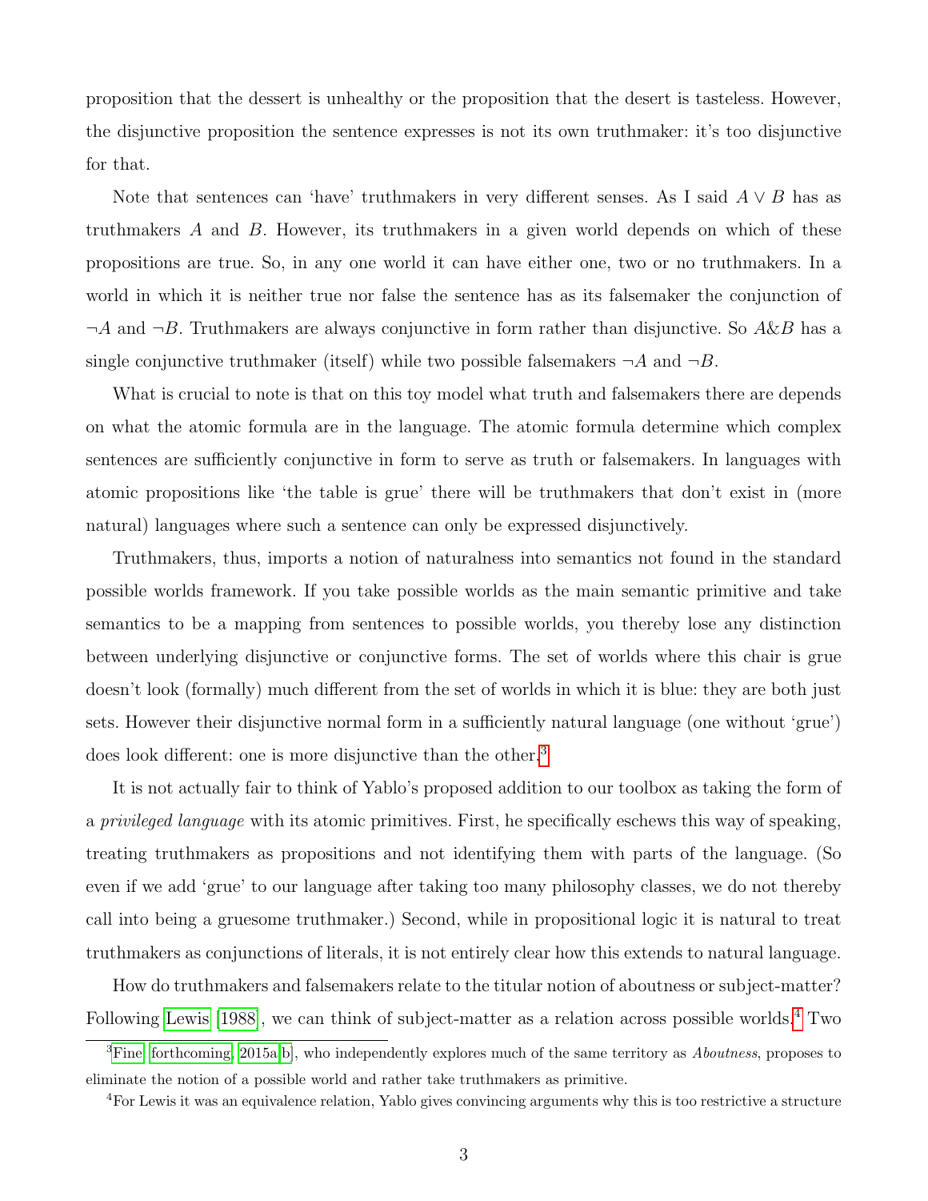proposition that the dessert is unhealthy or the proposition that the desert is tasteless. However, the disjunctive proposition the sentence expresses is not its own truthmaker: it's too disjunctive for that.

Note that sentences can 'have' truthmakers in very different senses. As I said $A \vee B$ has as truthmakers $A$ and $B$. However, its truthmakers in a given world depends on which of these propositions are true. So, in any one world it can have either one, two or no truthmakers. In a world in which it is neither true nor false the sentence has as its falsemaker the conjunction of $\neg A$ and $\neg B$. Truthmakers are always conjunctive in form rather than disjunctive. So $A \& B$ has a single conjunctive truthmaker (itself) while two possible falsemakers $\neg A$ and $\neg B$.

What is crucial to note is that on this toy model what truth and falsemakers there are depends on what the atomic formula are in the language. The atomic formula determine which complex sentences are sufficiently conjunctive in form to serve as truth or falsemakers. In languages with atomic propositions like 'the table is grue' there will be truthmakers that don't exist in (more natural) languages where such a sentence can only be expressed disjunctively.

Truthmakers, thus, imports a notion of naturalness into semantics not found in the standard possible worlds framework. If you take possible worlds as the main semantic primitive and take semantics to be a mapping from sentences to possible worlds, you thereby lose any distinction between underlying disjunctive or conjunctive forms. The set of worlds where this chair is grue doesn't look (formally) much different from the set of worlds in which it is blue: they are both just sets. However their disjunctive normal form in a sufficiently natural language (one without 'grue') does look different: one is more disjunctive than the other.[3]

It is not actually fair to think of Yablo's proposed addition to our toolbox as taking the form of a *privileged language* with its atomic primitives. First, he specifically eschews this way of speaking, treating truthmakers as propositions and not identifying them with parts of the language. (So even if we add 'grue' to our language after taking too many philosophy classes, we do not thereby call into being a gruesome truthmaker.) Second, while in propositional logic it is natural to treat truthmakers as conjunctions of literals, it is not entirely clear how this extends to natural language.

How do truthmakers and falsemakers relate to the titular notion of aboutness or subject-matter? Following Lewis [1988], we can think of subject-matter as a relation across possible worlds.[4] Two

---

[3] Fine [forthcoming, 2015a,b], who independently explores much of the same territory as *Aboutness*, proposes to eliminate the notion of a possible world and rather take truthmakers as primitive.

[4] For Lewis it was an equivalence relation, Yablo gives convincing arguments why this is too restrictive a structure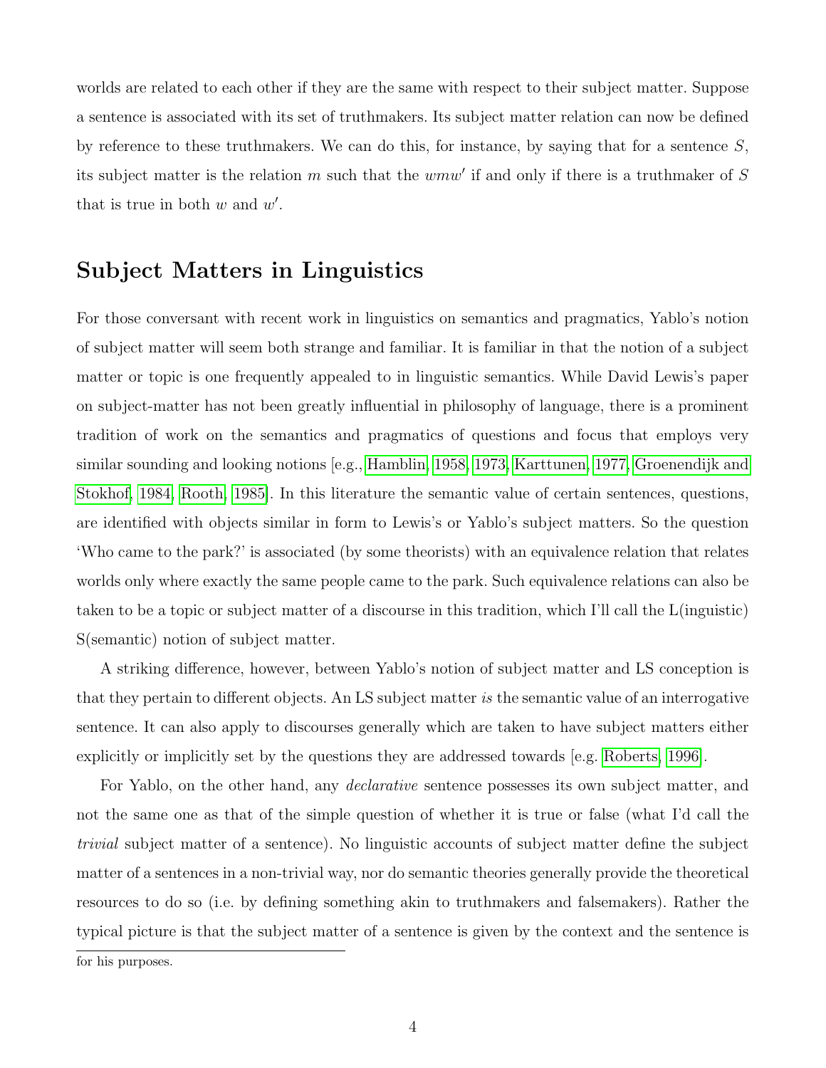worlds are related to each other if they are the same with respect to their subject matter. Suppose a sentence is associated with its set of truthmakers. Its subject matter relation can now be defined by reference to these truthmakers. We can do this, for instance, by saying that for a sentence $S$, its subject matter is the relation $m$ such that the $wmw'$ if and only if there is a truthmaker of $S$ that is true in both $w$ and $w'$.

## Subject Matters in Linguistics

For those conversant with recent work in linguistics on semantics and pragmatics, Yablo's notion of subject matter will seem both strange and familiar. It is familiar in that the notion of a subject matter or topic is one frequently appealed to in linguistic semantics. While David Lewis's paper on subject-matter has not been greatly influential in philosophy of language, there is a prominent tradition of work on the semantics and pragmatics of questions and focus that employs very similar sounding and looking notions [e.g., Hamblin, 1958, 1973, Karttunen, 1977, Groenendijk and Stokhof, 1984, Rooth, 1985]. In this literature the semantic value of certain sentences, questions, are identified with objects similar in form to Lewis's or Yablo's subject matters. So the question 'Who came to the park?' is associated (by some theorists) with an equivalence relation that relates worlds only where exactly the same people came to the park. Such equivalence relations can also be taken to be a topic or subject matter of a discourse in this tradition, which I'll call the L(inguistic) S(semantic) notion of subject matter.

A striking difference, however, between Yablo's notion of subject matter and LS conception is that they pertain to different objects. An LS subject matter *is* the semantic value of an interrogative sentence. It can also apply to discourses generally which are taken to have subject matters either explicitly or implicitly set by the questions they are addressed towards [e.g. Roberts, 1996].

For Yablo, on the other hand, any *declarative* sentence possesses its own subject matter, and not the same one as that of the simple question of whether it is true or false (what I'd call the *trivial* subject matter of a sentence). No linguistic accounts of subject matter define the subject matter of a sentences in a non-trivial way, nor do semantic theories generally provide the theoretical resources to do so (i.e. by defining something akin to truthmakers and falsemakers). Rather the typical picture is that the subject matter of a sentence is given by the context and the sentence is

for his purposes.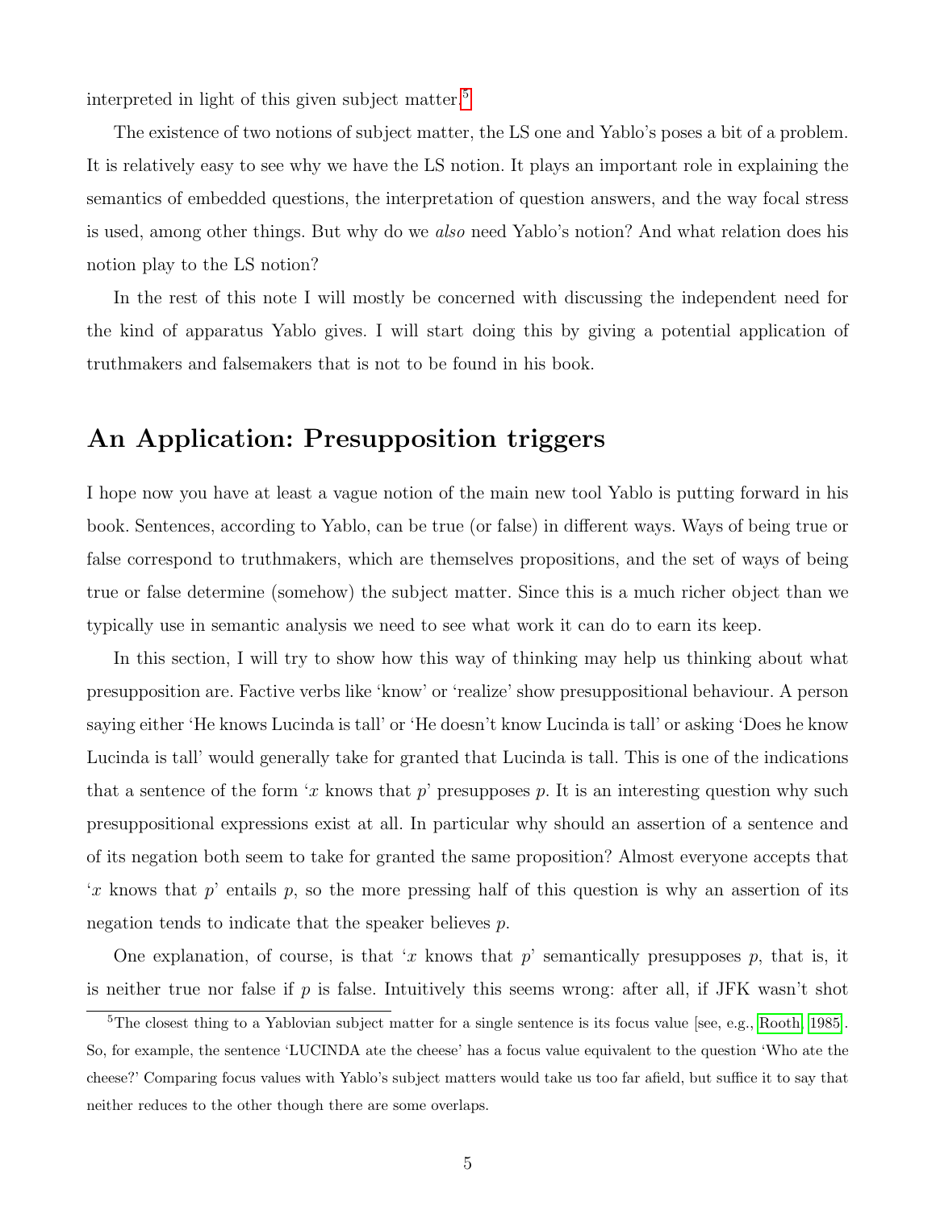interpreted in light of this given subject matter.[5]

The existence of two notions of subject matter, the LS one and Yablo's poses a bit of a problem. It is relatively easy to see why we have the LS notion. It plays an important role in explaining the semantics of embedded questions, the interpretation of question answers, and the way focal stress is used, among other things. But why do we *also* need Yablo's notion? And what relation does his notion play to the LS notion?

In the rest of this note I will mostly be concerned with discussing the independent need for the kind of apparatus Yablo gives. I will start doing this by giving a potential application of truthmakers and falsemakers that is not to be found in his book.

## An Application: Presupposition triggers

I hope now you have at least a vague notion of the main new tool Yablo is putting forward in his book. Sentences, according to Yablo, can be true (or false) in different ways. Ways of being true or false correspond to truthmakers, which are themselves propositions, and the set of ways of being true or false determine (somehow) the subject matter. Since this is a much richer object than we typically use in semantic analysis we need to see what work it can do to earn its keep.

In this section, I will try to show how this way of thinking may help us thinking about what presupposition are. Factive verbs like 'know' or 'realize' show presuppositional behaviour. A person saying either 'He knows Lucinda is tall' or 'He doesn't know Lucinda is tall' or asking 'Does he know Lucinda is tall' would generally take for granted that Lucinda is tall. This is one of the indications that a sentence of the form '$x$ knows that $p$' presupposes $p$. It is an interesting question why such presuppositional expressions exist at all. In particular why should an assertion of a sentence and of its negation both seem to take for granted the same proposition? Almost everyone accepts that '$x$ knows that $p$' entails $p$, so the more pressing half of this question is why an assertion of its negation tends to indicate that the speaker believes $p$.

One explanation, of course, is that '$x$ knows that $p$' semantically presupposes $p$, that is, it is neither true nor false if $p$ is false. Intuitively this seems wrong: after all, if JFK wasn't shot

[5] The closest thing to a Yablovian subject matter for a single sentence is its focus value [see, e.g., Rooth, 1985]. So, for example, the sentence 'LUCINDA ate the cheese' has a focus value equivalent to the question 'Who ate the cheese?' Comparing focus values with Yablo's subject matters would take us too far afield, but suffice it to say that neither reduces to the other though there are some overlaps.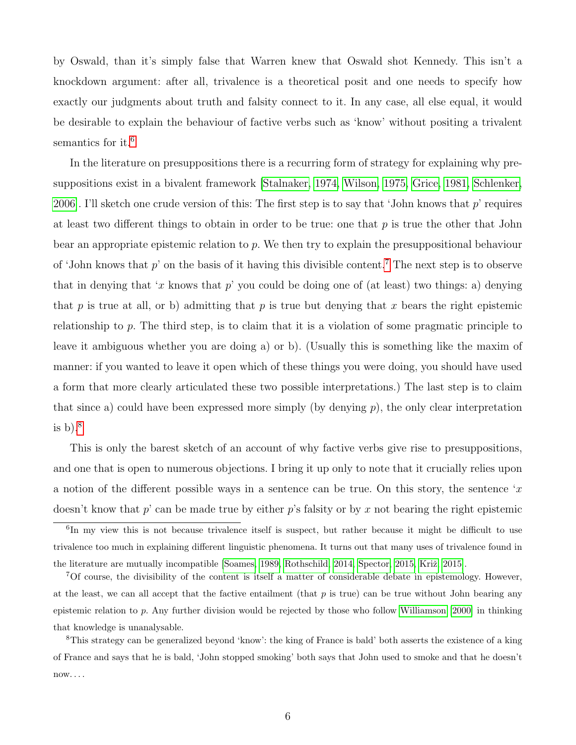by Oswald, than it's simply false that Warren knew that Oswald shot Kennedy. This isn't a knockdown argument: after all, trivalence is a theoretical posit and one needs to specify how exactly our judgments about truth and falsity connect to it. In any case, all else equal, it would be desirable to explain the behaviour of factive verbs such as 'know' without positing a trivalent semantics for it.[6]

In the literature on presuppositions there is a recurring form of strategy for explaining why presuppositions exist in a bivalent framework [Stalnaker, 1974, Wilson, 1975, Grice, 1981, Schlenker, 2006]. I'll sketch one crude version of this: The first step is to say that 'John knows that $p$' requires at least two different things to obtain in order to be true: one that $p$ is true the other that John bear an appropriate epistemic relation to $p$. We then try to explain the presuppositional behaviour of 'John knows that $p$' on the basis of it having this divisible content.[7] The next step is to observe that in denying that '$x$ knows that $p$' you could be doing one of (at least) two things: a) denying that $p$ is true at all, or b) admitting that $p$ is true but denying that $x$ bears the right epistemic relationship to $p$. The third step, is to claim that it is a violation of some pragmatic principle to leave it ambiguous whether you are doing a) or b). (Usually this is something like the maxim of manner: if you wanted to leave it open which of these things you were doing, you should have used a form that more clearly articulated these two possible interpretations.) The last step is to claim that since a) could have been expressed more simply (by denying $p$), the only clear interpretation is b).[8]

This is only the barest sketch of an account of why factive verbs give rise to presuppositions, and one that is open to numerous objections. I bring it up only to note that it crucially relies upon a notion of the different possible ways in a sentence can be true. On this story, the sentence '$x$ doesn't know that $p$' can be made true by either $p$'s falsity or by $x$ not bearing the right epistemic

[6] In my view this is not because trivalence itself is suspect, but rather because it might be difficult to use trivalence too much in explaining different linguistic phenomena. It turns out that many uses of trivalence found in the literature are mutually incompatible [Soames, 1989, Rothschild, 2014, Spector, 2015, Križ, 2015].

[7] Of course, the divisibility of the content is itself a matter of considerable debate in epistemology. However, at the least, we can all accept that the factive entailment (that $p$ is true) can be true without John bearing any epistemic relation to $p$. Any further division would be rejected by those who follow Williamson [2000] in thinking that knowledge is unanalysable.

[8] This strategy can be generalized beyond 'know': the king of France is bald' both asserts the existence of a king of France and says that he is bald, 'John stopped smoking' both says that John used to smoke and that he doesn't now. . . .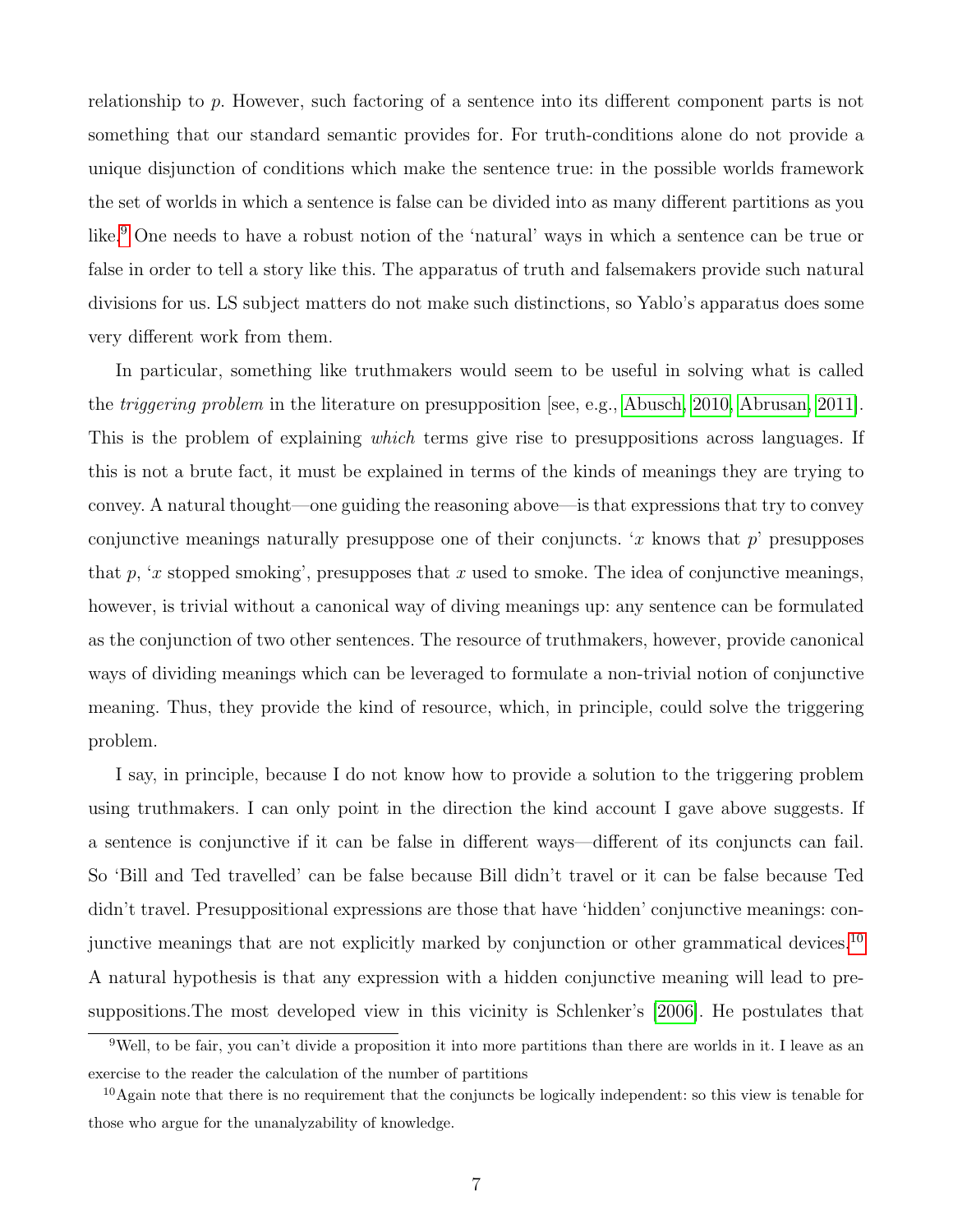relationship to $p$. However, such factoring of a sentence into its different component parts is not something that our standard semantic provides for. For truth-conditions alone do not provide a unique disjunction of conditions which make the sentence true: in the possible worlds framework the set of worlds in which a sentence is false can be divided into as many different partitions as you like.[9] One needs to have a robust notion of the 'natural' ways in which a sentence can be true or false in order to tell a story like this. The apparatus of truth and falsemakers provide such natural divisions for us. LS subject matters do not make such distinctions, so Yablo's apparatus does some very different work from them.

In particular, something like truthmakers would seem to be useful in solving what is called the *triggering problem* in the literature on presupposition [see, e.g., Abusch, 2010, Abrusan, 2011]. This is the problem of explaining *which* terms give rise to presuppositions across languages. If this is not a brute fact, it must be explained in terms of the kinds of meanings they are trying to convey. A natural thought—one guiding the reasoning above—is that expressions that try to convey conjunctive meanings naturally presuppose one of their conjuncts. '$x$ knows that $p$' presupposes that $p$, '$x$ stopped smoking', presupposes that $x$ used to smoke. The idea of conjunctive meanings, however, is trivial without a canonical way of diving meanings up: any sentence can be formulated as the conjunction of two other sentences. The resource of truthmakers, however, provide canonical ways of dividing meanings which can be leveraged to formulate a non-trivial notion of conjunctive meaning. Thus, they provide the kind of resource, which, in principle, could solve the triggering problem.

I say, in principle, because I do not know how to provide a solution to the triggering problem using truthmakers. I can only point in the direction the kind account I gave above suggests. If a sentence is conjunctive if it can be false in different ways—different of its conjuncts can fail. So 'Bill and Ted travelled' can be false because Bill didn't travel or it can be false because Ted didn't travel. Presuppositional expressions are those that have 'hidden' conjunctive meanings: conjunctive meanings that are not explicitly marked by conjunction or other grammatical devices.[10] A natural hypothesis is that any expression with a hidden conjunctive meaning will lead to presuppositions.The most developed view in this vicinity is Schlenker's [2006]. He postulates that

[9] Well, to be fair, you can't divide a proposition it into more partitions than there are worlds in it. I leave as an exercise to the reader the calculation of the number of partitions

[10] Again note that there is no requirement that the conjuncts be logically independent: so this view is tenable for those who argue for the unanalyzability of knowledge.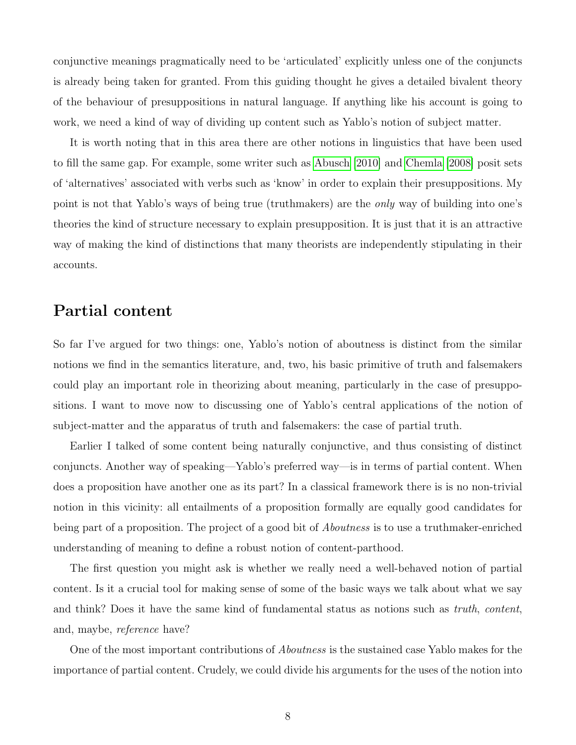conjunctive meanings pragmatically need to be 'articulated' explicitly unless one of the conjuncts is already being taken for granted. From this guiding thought he gives a detailed bivalent theory of the behaviour of presuppositions in natural language. If anything like his account is going to work, we need a kind of way of dividing up content such as Yablo's notion of subject matter.

It is worth noting that in this area there are other notions in linguistics that have been used to fill the same gap. For example, some writer such as Abusch [2010] and Chemla [2008] posit sets of 'alternatives' associated with verbs such as 'know' in order to explain their presuppositions. My point is not that Yablo's ways of being true (truthmakers) are the *only* way of building into one's theories the kind of structure necessary to explain presupposition. It is just that it is an attractive way of making the kind of distinctions that many theorists are independently stipulating in their accounts.

## Partial content

So far I've argued for two things: one, Yablo's notion of aboutness is distinct from the similar notions we find in the semantics literature, and, two, his basic primitive of truth and falsemakers could play an important role in theorizing about meaning, particularly in the case of presuppositions. I want to move now to discussing one of Yablo's central applications of the notion of subject-matter and the apparatus of truth and falsemakers: the case of partial truth.

Earlier I talked of some content being naturally conjunctive, and thus consisting of distinct conjuncts. Another way of speaking—Yablo's preferred way—is in terms of partial content. When does a proposition have another one as its part? In a classical framework there is is no non-trivial notion in this vicinity: all entailments of a proposition formally are equally good candidates for being part of a proposition. The project of a good bit of *Aboutness* is to use a truthmaker-enriched understanding of meaning to define a robust notion of content-parthood.

The first question you might ask is whether we really need a well-behaved notion of partial content. Is it a crucial tool for making sense of some of the basic ways we talk about what we say and think? Does it have the same kind of fundamental status as notions such as *truth*, *content*, and, maybe, *reference* have?

One of the most important contributions of *Aboutness* is the sustained case Yablo makes for the importance of partial content. Crudely, we could divide his arguments for the uses of the notion into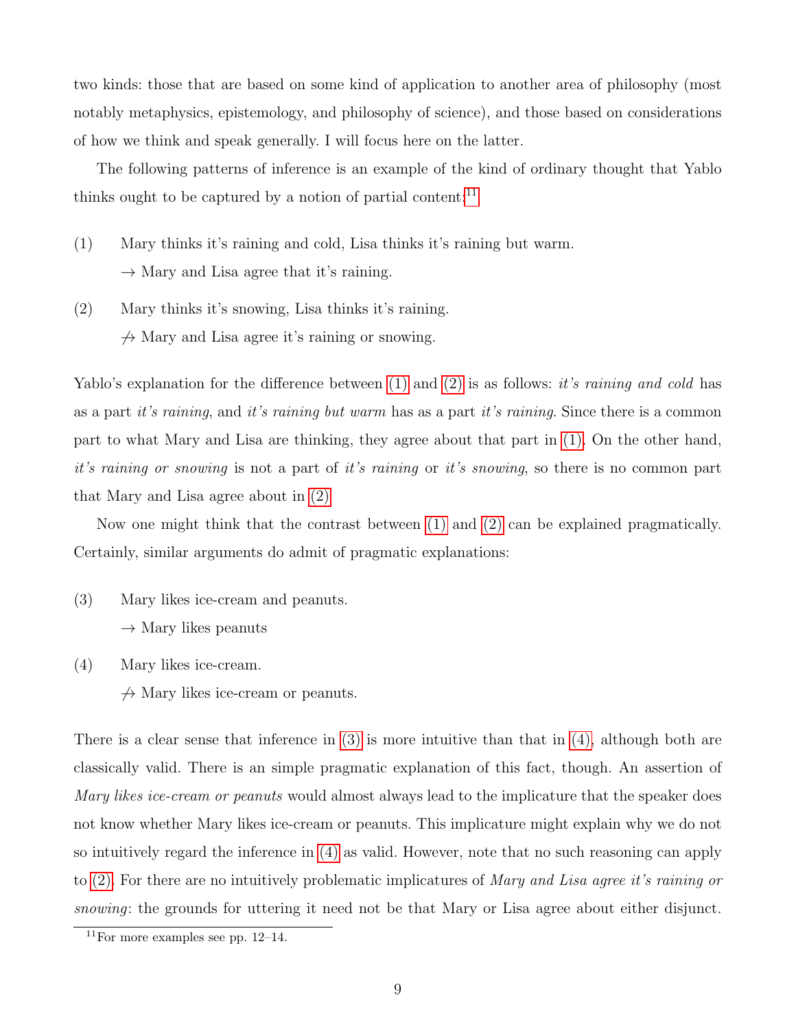two kinds: those that are based on some kind of application to another area of philosophy (most notably metaphysics, epistemology, and philosophy of science), and those based on considerations of how we think and speak generally. I will focus here on the latter.

The following patterns of inference is an example of the kind of ordinary thought that Yablo thinks ought to be captured by a notion of partial content:[11]

(1) Mary thinks it's raining and cold, Lisa thinks it's raining but warm.
  $\rightarrow$ Mary and Lisa agree that it's raining.

(2) Mary thinks it's snowing, Lisa thinks it's raining.
  $\not\rightarrow$ Mary and Lisa agree it's raining or snowing.

Yablo's explanation for the difference between (1) and (2) is as follows: *it's raining and cold* has as a part *it's raining*, and *it's raining but warm* has as a part *it's raining*. Since there is a common part to what Mary and Lisa are thinking, they agree about that part in (1). On the other hand, *it's raining or snowing* is not a part of *it's raining* or *it's snowing*, so there is no common part that Mary and Lisa agree about in (2).

Now one might think that the contrast between (1) and (2) can be explained pragmatically. Certainly, similar arguments do admit of pragmatic explanations:

(3) Mary likes ice-cream and peanuts.
  $\rightarrow$ Mary likes peanuts

(4) Mary likes ice-cream.
  $\not\rightarrow$ Mary likes ice-cream or peanuts.

There is a clear sense that inference in (3) is more intuitive than that in (4), although both are classically valid. There is an simple pragmatic explanation of this fact, though. An assertion of *Mary likes ice-cream or peanuts* would almost always lead to the implicature that the speaker does not know whether Mary likes ice-cream or peanuts. This implicature might explain why we do not so intuitively regard the inference in (4) as valid. However, note that no such reasoning can apply to (2). For there are no intuitively problematic implicatures of *Mary and Lisa agree it's raining or snowing*: the grounds for uttering it need not be that Mary or Lisa agree about either disjunct.

[11] For more examples see pp. 12–14.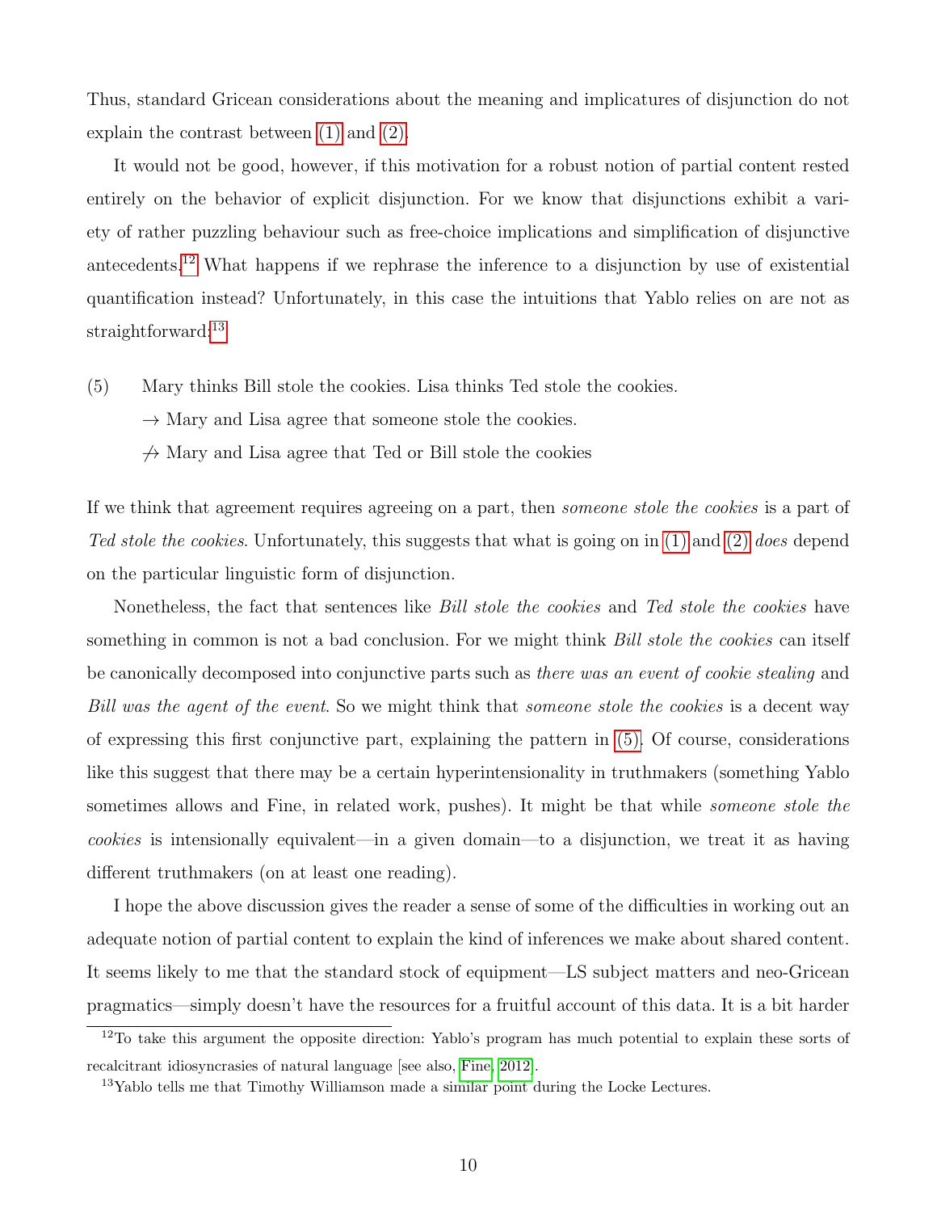Thus, standard Gricean considerations about the meaning and implicatures of disjunction do not explain the contrast between (1) and (2).

It would not be good, however, if this motivation for a robust notion of partial content rested entirely on the behavior of explicit disjunction. For we know that disjunctions exhibit a variety of rather puzzling behaviour such as free-choice implications and simplification of disjunctive antecedents.[12] What happens if we rephrase the inference to a disjunction by use of existential quantification instead? Unfortunately, in this case the intuitions that Yablo relies on are not as straightforward:[13]

(5) Mary thinks Bill stole the cookies. Lisa thinks Ted stole the cookies.
$\rightarrow$ Mary and Lisa agree that someone stole the cookies.
$\not\rightarrow$ Mary and Lisa agree that Ted or Bill stole the cookies

If we think that agreement requires agreeing on a part, then *someone stole the cookies* is a part of *Ted stole the cookies*. Unfortunately, this suggests that what is going on in (1) and (2) *does* depend on the particular linguistic form of disjunction.

Nonetheless, the fact that sentences like *Bill stole the cookies* and *Ted stole the cookies* have something in common is not a bad conclusion. For we might think *Bill stole the cookies* can itself be canonically decomposed into conjunctive parts such as *there was an event of cookie stealing* and *Bill was the agent of the event*. So we might think that *someone stole the cookies* is a decent way of expressing this first conjunctive part, explaining the pattern in (5). Of course, considerations like this suggest that there may be a certain hyperintensionality in truthmakers (something Yablo sometimes allows and Fine, in related work, pushes). It might be that while *someone stole the cookies* is intensionally equivalent—in a given domain—to a disjunction, we treat it as having different truthmakers (on at least one reading).

I hope the above discussion gives the reader a sense of some of the difficulties in working out an adequate notion of partial content to explain the kind of inferences we make about shared content. It seems likely to me that the standard stock of equipment—LS subject matters and neo-Gricean pragmatics—simply doesn't have the resources for a fruitful account of this data. It is a bit harder

[12] To take this argument the opposite direction: Yablo's program has much potential to explain these sorts of recalcitrant idiosyncrasies of natural language [see also, Fine, 2012].

[13] Yablo tells me that Timothy Williamson made a similar point during the Locke Lectures.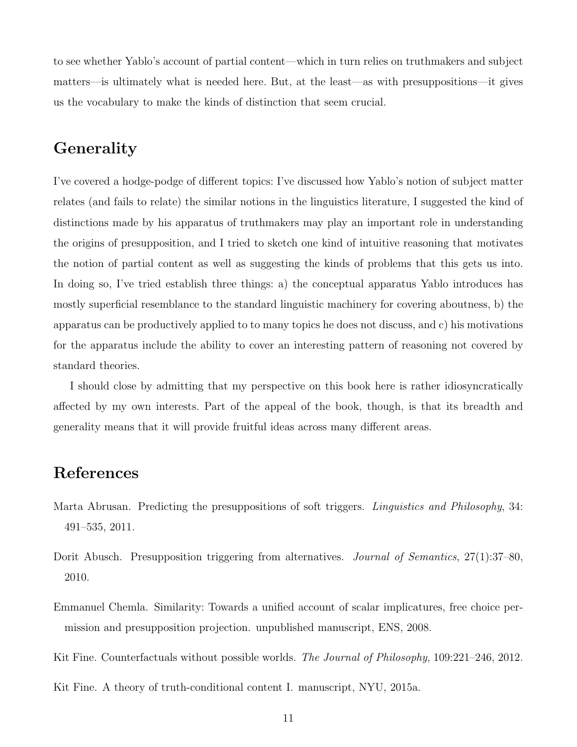to see whether Yablo's account of partial content—which in turn relies on truthmakers and subject matters—is ultimately what is needed here. But, at the least—as with presuppositions—it gives us the vocabulary to make the kinds of distinction that seem crucial.

## Generality

I've covered a hodge-podge of different topics: I've discussed how Yablo's notion of subject matter relates (and fails to relate) the similar notions in the linguistics literature, I suggested the kind of distinctions made by his apparatus of truthmakers may play an important role in understanding the origins of presupposition, and I tried to sketch one kind of intuitive reasoning that motivates the notion of partial content as well as suggesting the kinds of problems that this gets us into. In doing so, I've tried establish three things: a) the conceptual apparatus Yablo introduces has mostly superficial resemblance to the standard linguistic machinery for covering aboutness, b) the apparatus can be productively applied to to many topics he does not discuss, and c) his motivations for the apparatus include the ability to cover an interesting pattern of reasoning not covered by standard theories.

I should close by admitting that my perspective on this book here is rather idiosyncratically affected by my own interests. Part of the appeal of the book, though, is that its breadth and generality means that it will provide fruitful ideas across many different areas.

## References

Marta Abrusan. Predicting the presuppositions of soft triggers. *Linguistics and Philosophy*, 34: 491–535, 2011.

Dorit Abusch. Presupposition triggering from alternatives. *Journal of Semantics*, 27(1):37–80, 2010.

Emmanuel Chemla. Similarity: Towards a unified account of scalar implicatures, free choice permission and presupposition projection. unpublished manuscript, ENS, 2008.

Kit Fine. Counterfactuals without possible worlds. *The Journal of Philosophy*, 109:221–246, 2012.

Kit Fine. A theory of truth-conditional content I. manuscript, NYU, 2015a.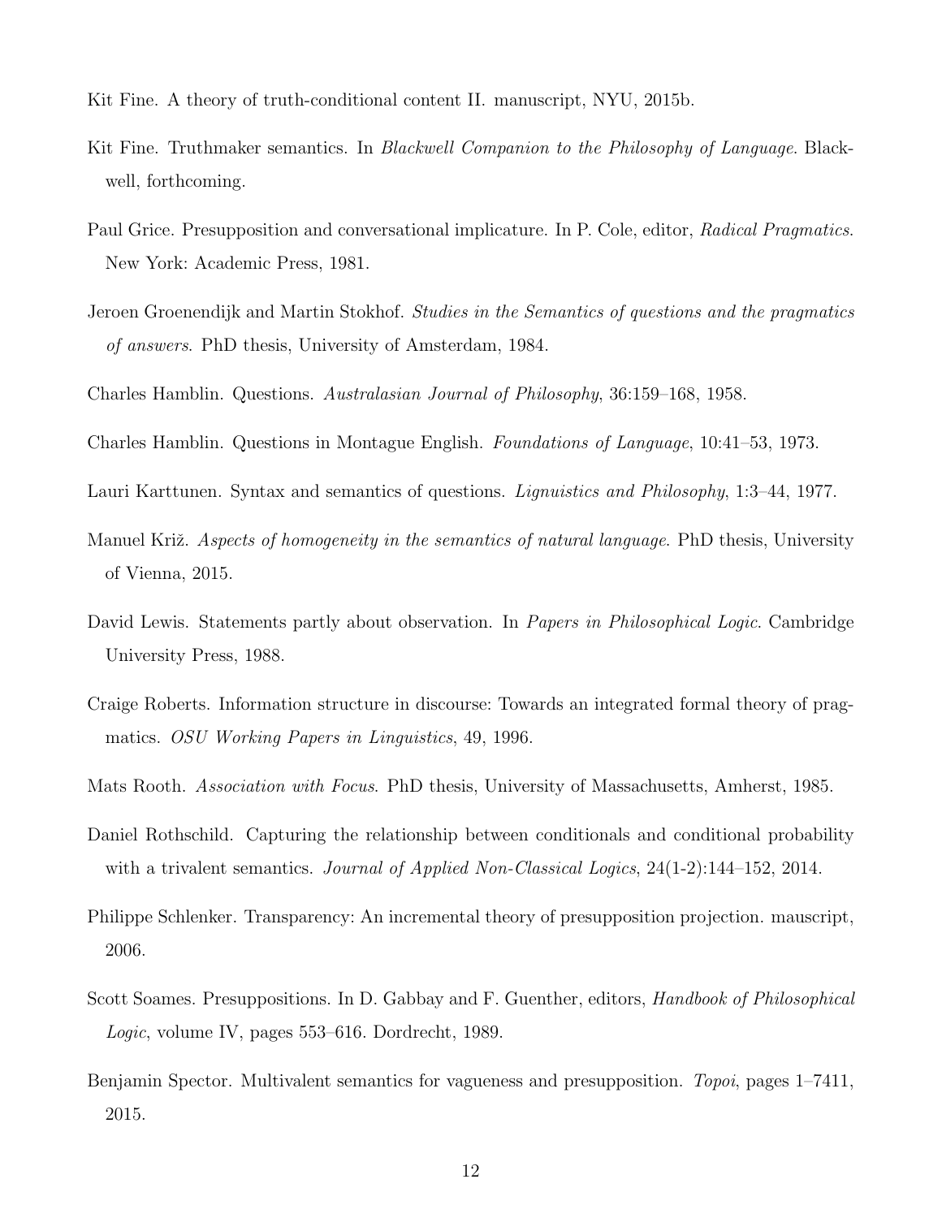Kit Fine. A theory of truth-conditional content II. manuscript, NYU, 2015b.

Kit Fine. Truthmaker semantics. In *Blackwell Companion to the Philosophy of Language*. Blackwell, forthcoming.

Paul Grice. Presupposition and conversational implicature. In P. Cole, editor, *Radical Pragmatics*. New York: Academic Press, 1981.

Jeroen Groenendijk and Martin Stokhof. *Studies in the Semantics of questions and the pragmatics of answers*. PhD thesis, University of Amsterdam, 1984.

Charles Hamblin. Questions. *Australasian Journal of Philosophy*, 36:159–168, 1958.

Charles Hamblin. Questions in Montague English. *Foundations of Language*, 10:41–53, 1973.

Lauri Karttunen. Syntax and semantics of questions. *Lignuistics and Philosophy*, 1:3–44, 1977.

Manuel Križ. *Aspects of homogeneity in the semantics of natural language*. PhD thesis, University of Vienna, 2015.

David Lewis. Statements partly about observation. In *Papers in Philosophical Logic*. Cambridge University Press, 1988.

Craige Roberts. Information structure in discourse: Towards an integrated formal theory of pragmatics. *OSU Working Papers in Linguistics*, 49, 1996.

Mats Rooth. *Association with Focus*. PhD thesis, University of Massachusetts, Amherst, 1985.

Daniel Rothschild. Capturing the relationship between conditionals and conditional probability with a trivalent semantics. *Journal of Applied Non-Classical Logics*, 24(1-2):144–152, 2014.

Philippe Schlenker. Transparency: An incremental theory of presupposition projection. mauscript, 2006.

Scott Soames. Presuppositions. In D. Gabbay and F. Guenther, editors, *Handbook of Philosophical Logic*, volume IV, pages 553–616. Dordrecht, 1989.

Benjamin Spector. Multivalent semantics for vagueness and presupposition. *Topoi*, pages 1–7411, 2015.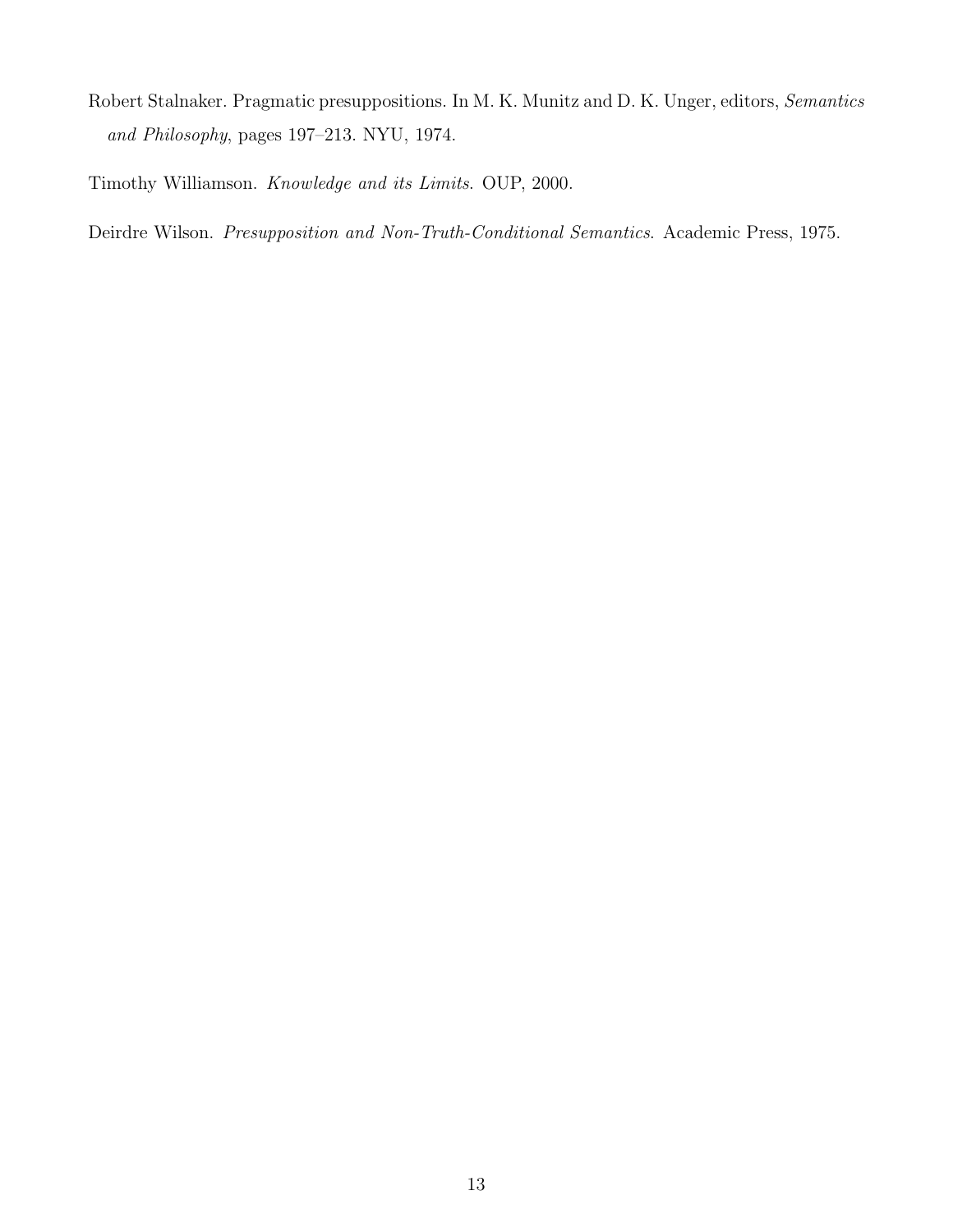Robert Stalnaker. Pragmatic presuppositions. In M. K. Munitz and D. K. Unger, editors, *Semantics and Philosophy*, pages 197–213. NYU, 1974.

Timothy Williamson. *Knowledge and its Limits*. OUP, 2000.

Deirdre Wilson. *Presupposition and Non-Truth-Conditional Semantics*. Academic Press, 1975.